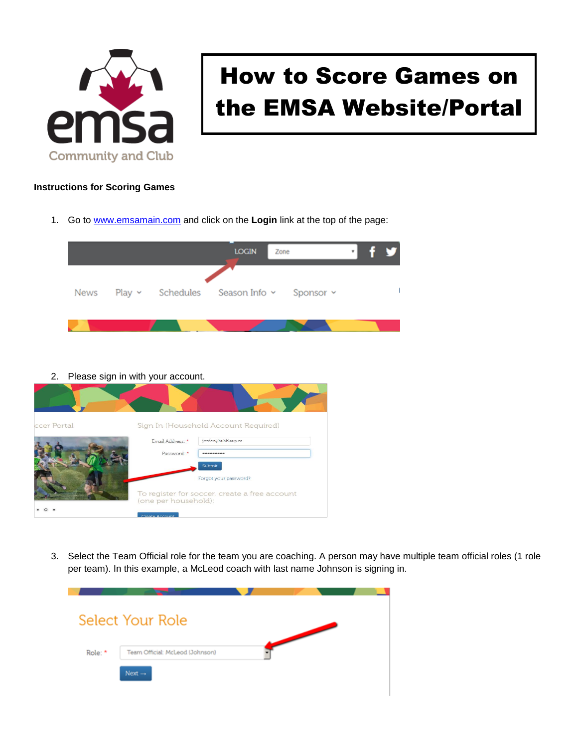# How to Score Games on the EMSA Website/Portal

**Instructions for Scoring Games**

1. Go to [www.emsamain.com](http://www.emsamain.com) and click on the **Login** link at the top of the page:

2. Please sign in with your account.

3. Select the Team Official role for the team you are coaching. A person may have multiple team official roles (1 role per team). In this example, a McLeod coach with last name Johnson is signing in.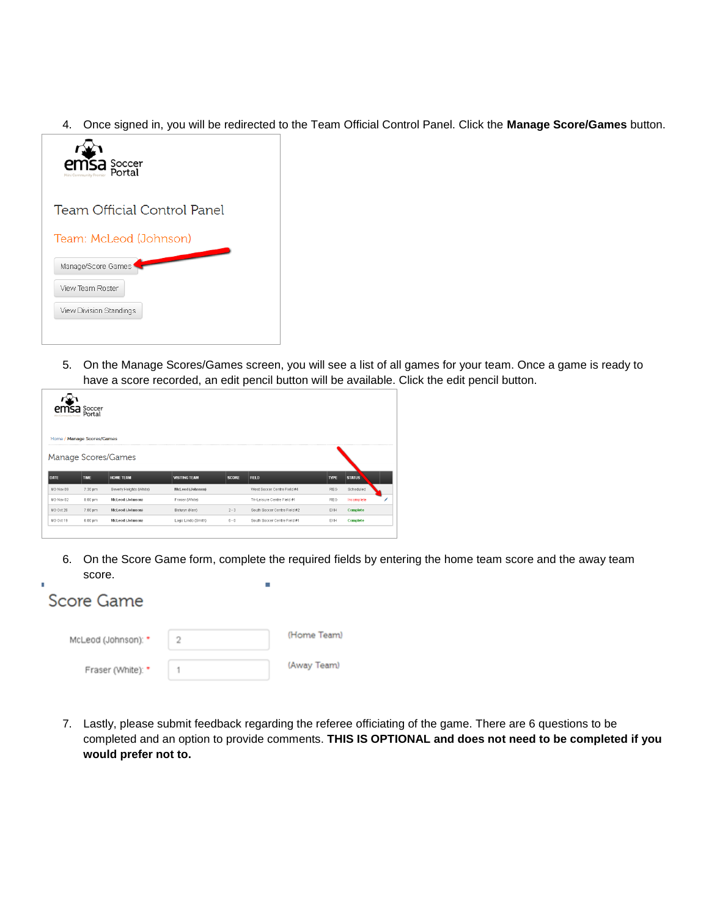4. Once signed in, you will be redirected to the Team Official Control Panel. Click the **Manage Score/Games** button.

5. On the Manage Scores/Games screen, you will see a list of all games for your team. Once a game is ready to have a score recorded, an edit pencil button will be available. Click the edit pencil button.

6. On the Score Game form, complete the required fields by entering the home team score and the away team score.

7. Lastly, please submit feedback regarding the referee officiating of the game. There are 6 questions to be completed and an option to provide comments. **THIS IS OPTIONAL and does not need to be completed if you would prefer not to.**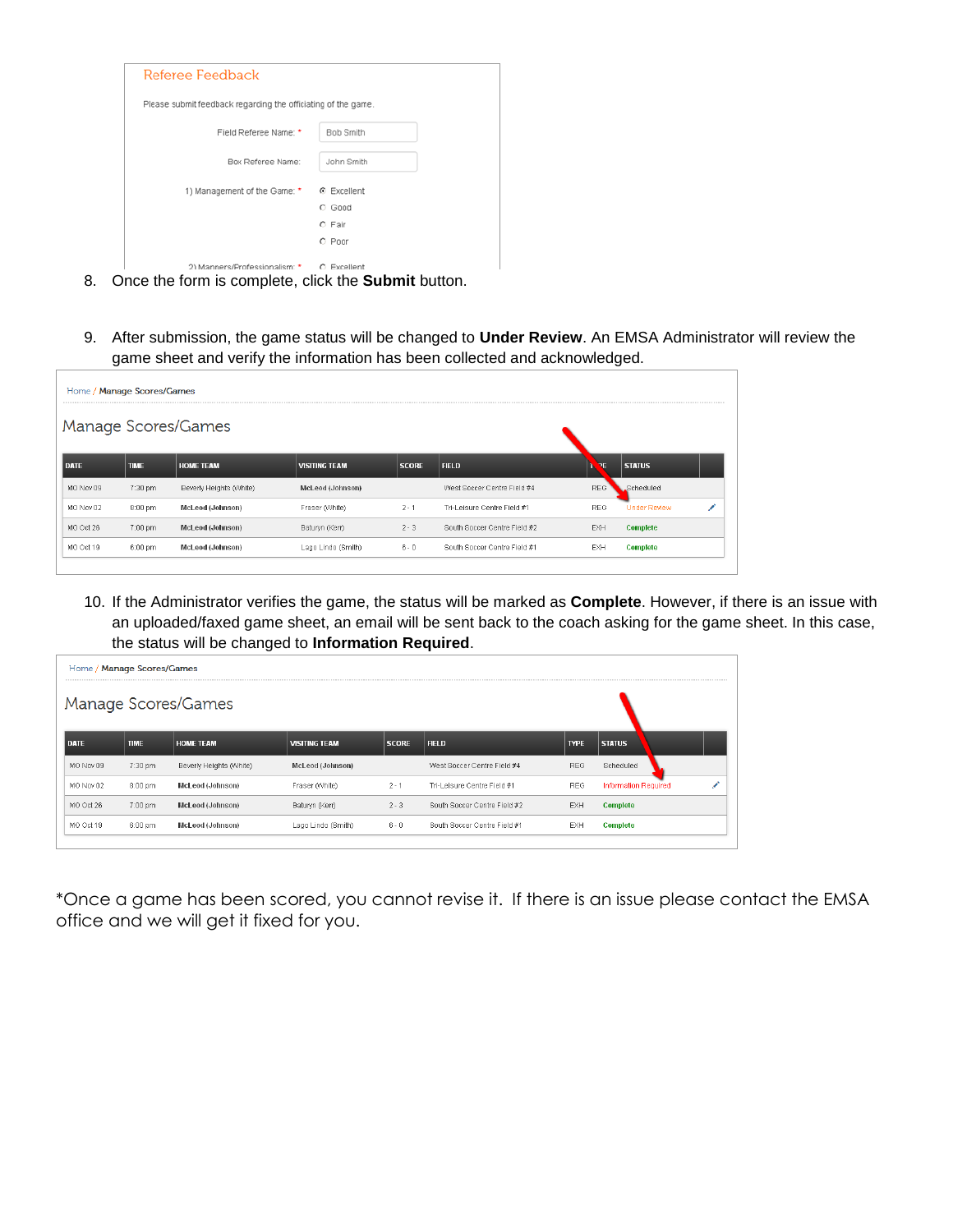Referee Feedback

Please submit feedback regarding the officiating of the game.

Field Referee Name: * Bob Smith

Box Referee Name: John Smith

1) Management of the Game: *
- Excellent
- Good
- Fair
- Poor

2) Manners/Professionalism: * Excellent

8. Once the form is complete, click the **Submit** button.

9. After submission, the game status will be changed to **Under Review**. An EMSA Administrator will review the game sheet and verify the information has been collected and acknowledged.

Home / Manage Scores/Games

Manage Scores/Games

| DATE | TIME | HOME TEAM | VISITING TEAM | SCORE | FIELD | TYPE | STATUS |
|---|---|---|---|---|---|---|---|
| MO Nov 09 | 7:30 pm | Beverly Heights (White) | McLeod (Johnson) | | West Soccer Centre Field #4 | REG | Scheduled |
| MO Nov 02 | 8:00 pm | McLeod (Johnson) | Fraser (White) | 2 - 1 | Tri-Leisure Centre Field #1 | REG | Under Review |
| MO Oct 26 | 7:00 pm | McLeod (Johnson) | Baturyn (Kerr) | 2 - 3 | South Soccer Centre Field #2 | EXH | Complete |
| MO Oct 19 | 6:00 pm | McLeod (Johnson) | Lago Lindo (Smith) | 6 - 0 | South Soccer Centre Field #1 | EXH | Complete |

10. If the Administrator verifies the game, the status will be marked as **Complete**. However, if there is an issue with an uploaded/faxed game sheet, an email will be sent back to the coach asking for the game sheet. In this case, the status will be changed to **Information Required**.

Home / Manage Scores/Games

Manage Scores/Games

| DATE | TIME | HOME TEAM | VISITING TEAM | SCORE | FIELD | TYPE | STATUS |
|---|---|---|---|---|---|---|---|
| MO Nov 09 | 7:30 pm | Beverly Heights (White) | McLeod (Johnson) | | West Soccer Centre Field #4 | REG | Scheduled |
| MO Nov 02 | 8:00 pm | McLeod (Johnson) | Fraser (White) | 2 - 1 | Tri-Leisure Centre Field #1 | REG | Information Required |
| MO Oct 26 | 7:00 pm | McLeod (Johnson) | Baturyn (Kerr) | 2 - 3 | South Soccer Centre Field #2 | EXH | Complete |
| MO Oct 19 | 6:00 pm | McLeod (Johnson) | Lago Lindo (Smith) | 6 - 0 | South Soccer Centre Field #1 | EXH | Complete |

*Once a game has been scored, you cannot revise it. If there is an issue please contact the EMSA office and we will get it fixed for you.